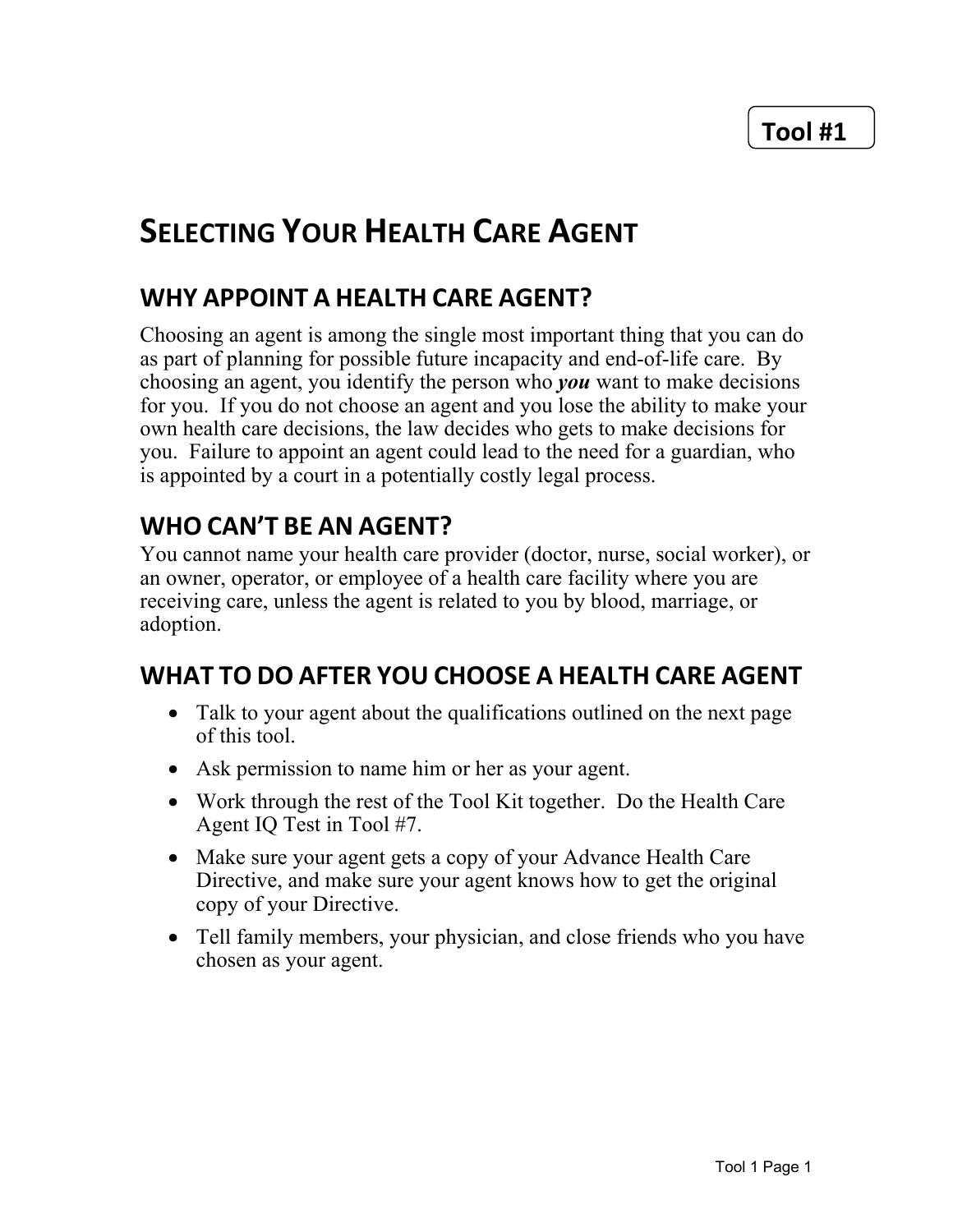**Tool #1**

# SELECTING YOUR HEALTH CARE AGENT

## WHY APPOINT A HEALTH CARE AGENT?

Choosing an agent is among the single most important thing that you can do as part of planning for possible future incapacity and end-of-life care. By choosing an agent, you identify the person who ***you*** want to make decisions for you. If you do not choose an agent and you lose the ability to make your own health care decisions, the law decides who gets to make decisions for you. Failure to appoint an agent could lead to the need for a guardian, who is appointed by a court in a potentially costly legal process.

## WHO CAN'T BE AN AGENT?

You cannot name your health care provider (doctor, nurse, social worker), or an owner, operator, or employee of a health care facility where you are receiving care, unless the agent is related to you by blood, marriage, or adoption.

## WHAT TO DO AFTER YOU CHOOSE A HEALTH CARE AGENT

- Talk to your agent about the qualifications outlined on the next page of this tool.
- Ask permission to name him or her as your agent.
- Work through the rest of the Tool Kit together. Do the Health Care Agent IQ Test in Tool #7.
- Make sure your agent gets a copy of your Advance Health Care Directive, and make sure your agent knows how to get the original copy of your Directive.
- Tell family members, your physician, and close friends who you have chosen as your agent.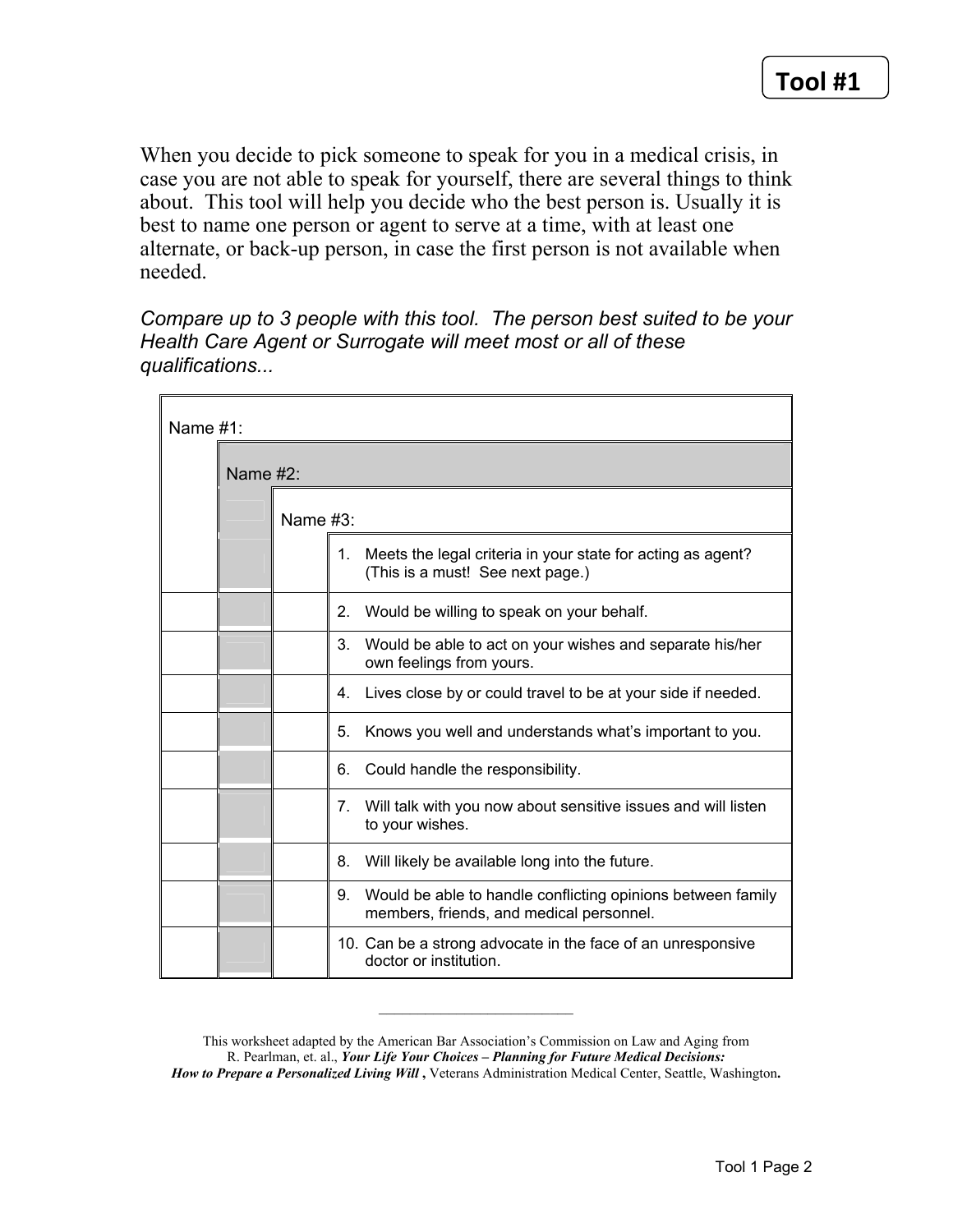## Tool #1

When you decide to pick someone to speak for you in a medical crisis, in case you are not able to speak for yourself, there are several things to think about. This tool will help you decide who the best person is. Usually it is best to name one person or agent to serve at a time, with at least one alternate, or back-up person, in case the first person is not available when needed.

*Compare up to 3 people with this tool. The person best suited to be your Health Care Agent or Surrogate will meet most or all of these qualifications...*

| Name #1: | Name #2: | Name #3: | |
|---|---|---|---|
| | | | 1. Meets the legal criteria in your state for acting as agent? (This is a must! See next page.) |
| | | | 2. Would be willing to speak on your behalf. |
| | | | 3. Would be able to act on your wishes and separate his/her own feelings from yours. |
| | | | 4. Lives close by or could travel to be at your side if needed. |
| | | | 5. Knows you well and understands what's important to you. |
| | | | 6. Could handle the responsibility. |
| | | | 7. Will talk with you now about sensitive issues and will listen to your wishes. |
| | | | 8. Will likely be available long into the future. |
| | | | 9. Would be able to handle conflicting opinions between family members, friends, and medical personnel. |
| | | | 10. Can be a strong advocate in the face of an unresponsive doctor or institution. |

---

This worksheet adapted by the American Bar Association's Commission on Law and Aging from R. Pearlman, et. al., ***Your Life Your Choices – Planning for Future Medical Decisions: How to Prepare a Personalized Living Will*** , Veterans Administration Medical Center, Seattle, Washington**.**